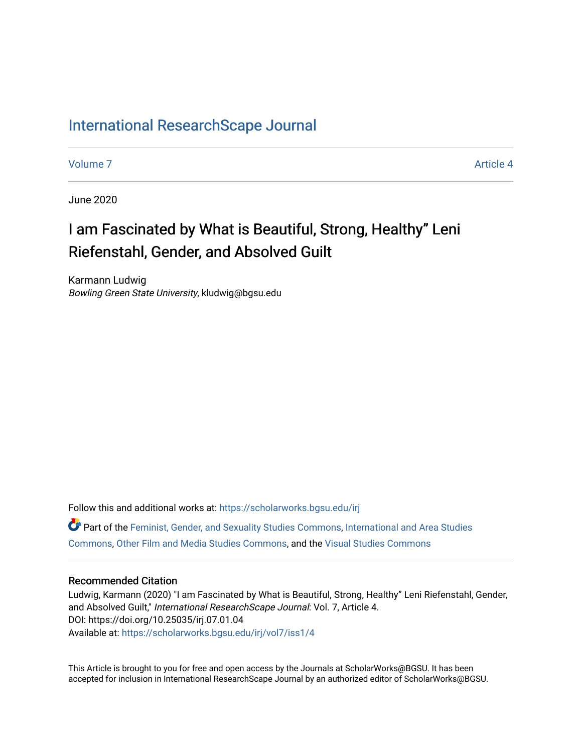# International ResearchScape Journal

Volume 7 Article 4

June 2020

## I am Fascinated by What is Beautiful, Strong, Healthy" Leni Riefenstahl, Gender, and Absolved Guilt

Karmann Ludwig
*Bowling Green State University*, kludwig@bgsu.edu

Follow this and additional works at: https://scholarworks.bgsu.edu/irj

Part of the Feminist, Gender, and Sexuality Studies Commons, International and Area Studies Commons, Other Film and Media Studies Commons, and the Visual Studies Commons

### Recommended Citation

Ludwig, Karmann (2020) "I am Fascinated by What is Beautiful, Strong, Healthy" Leni Riefenstahl, Gender, and Absolved Guilt," *International ResearchScape Journal*: Vol. 7, Article 4.
DOI: https://doi.org/10.25035/irj.07.01.04
Available at: https://scholarworks.bgsu.edu/irj/vol7/iss1/4

This Article is brought to you for free and open access by the Journals at ScholarWorks@BGSU. It has been accepted for inclusion in International ResearchScape Journal by an authorized editor of ScholarWorks@BGSU.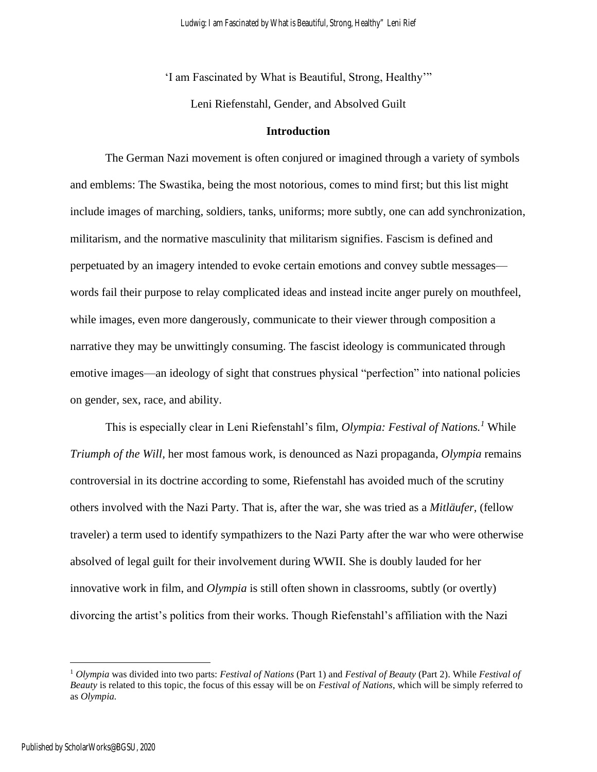'I am Fascinated by What is Beautiful, Strong, Healthy'"

Leni Riefenstahl, Gender, and Absolved Guilt

## Introduction

The German Nazi movement is often conjured or imagined through a variety of symbols and emblems: The Swastika, being the most notorious, comes to mind first; but this list might include images of marching, soldiers, tanks, uniforms; more subtly, one can add synchronization, militarism, and the normative masculinity that militarism signifies. Fascism is defined and perpetuated by an imagery intended to evoke certain emotions and convey subtle messages—words fail their purpose to relay complicated ideas and instead incite anger purely on mouthfeel, while images, even more dangerously, communicate to their viewer through composition a narrative they may be unwittingly consuming. The fascist ideology is communicated through emotive images—an ideology of sight that construes physical "perfection" into national policies on gender, sex, race, and ability.

This is especially clear in Leni Riefenstahl's film, *Olympia: Festival of Nations.*[1] While *Triumph of the Will*, her most famous work, is denounced as Nazi propaganda, *Olympia* remains controversial in its doctrine according to some, Riefenstahl has avoided much of the scrutiny others involved with the Nazi Party. That is, after the war, she was tried as a *Mitläufer*, (fellow traveler) a term used to identify sympathizers to the Nazi Party after the war who were otherwise absolved of legal guilt for their involvement during WWII. She is doubly lauded for her innovative work in film, and *Olympia* is still often shown in classrooms, subtly (or overtly) divorcing the artist's politics from their works. Though Riefenstahl's affiliation with the Nazi

[1] *Olympia* was divided into two parts: *Festival of Nations* (Part 1) and *Festival of Beauty* (Part 2). While *Festival of Beauty* is related to this topic, the focus of this essay will be on *Festival of Nations*, which will be simply referred to as *Olympia.*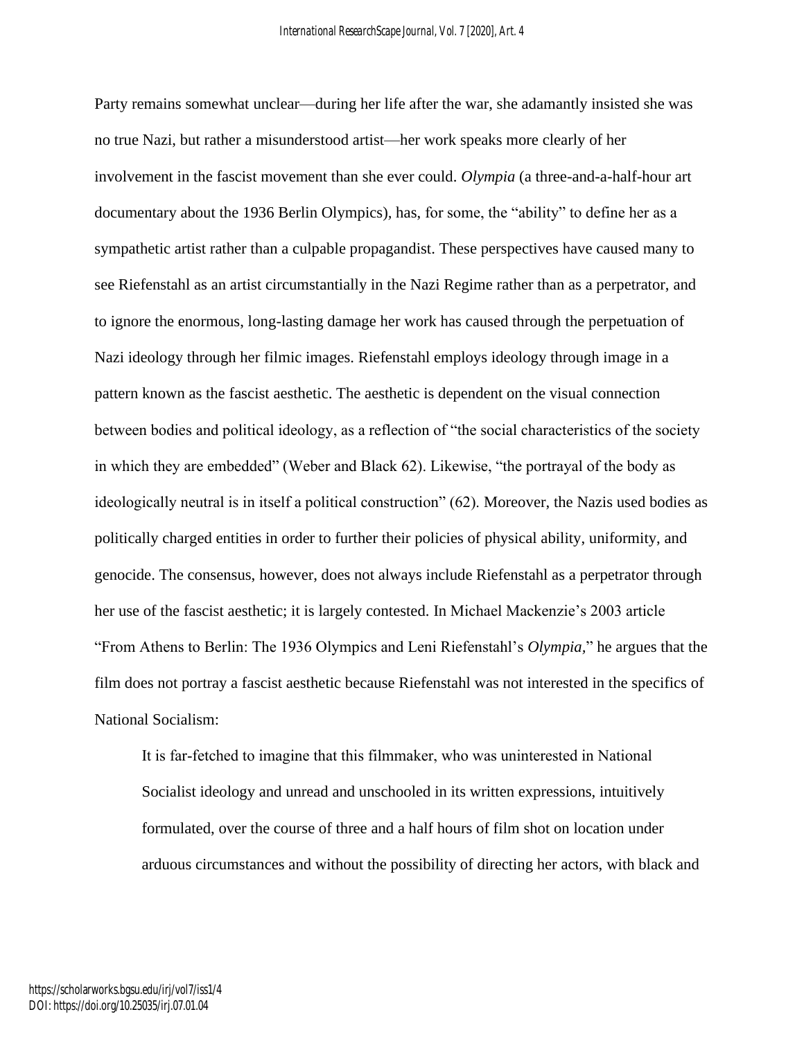Party remains somewhat unclear—during her life after the war, she adamantly insisted she was no true Nazi, but rather a misunderstood artist—her work speaks more clearly of her involvement in the fascist movement than she ever could. *Olympia* (a three-and-a-half-hour art documentary about the 1936 Berlin Olympics), has, for some, the "ability" to define her as a sympathetic artist rather than a culpable propagandist. These perspectives have caused many to see Riefenstahl as an artist circumstantially in the Nazi Regime rather than as a perpetrator, and to ignore the enormous, long-lasting damage her work has caused through the perpetuation of Nazi ideology through her filmic images. Riefenstahl employs ideology through image in a pattern known as the fascist aesthetic. The aesthetic is dependent on the visual connection between bodies and political ideology, as a reflection of "the social characteristics of the society in which they are embedded" (Weber and Black 62). Likewise, "the portrayal of the body as ideologically neutral is in itself a political construction" (62). Moreover, the Nazis used bodies as politically charged entities in order to further their policies of physical ability, uniformity, and genocide. The consensus, however, does not always include Riefenstahl as a perpetrator through her use of the fascist aesthetic; it is largely contested. In Michael Mackenzie's 2003 article "From Athens to Berlin: The 1936 Olympics and Leni Riefenstahl's *Olympia*," he argues that the film does not portray a fascist aesthetic because Riefenstahl was not interested in the specifics of National Socialism:

> It is far-fetched to imagine that this filmmaker, who was uninterested in National Socialist ideology and unread and unschooled in its written expressions, intuitively formulated, over the course of three and a half hours of film shot on location under arduous circumstances and without the possibility of directing her actors, with black and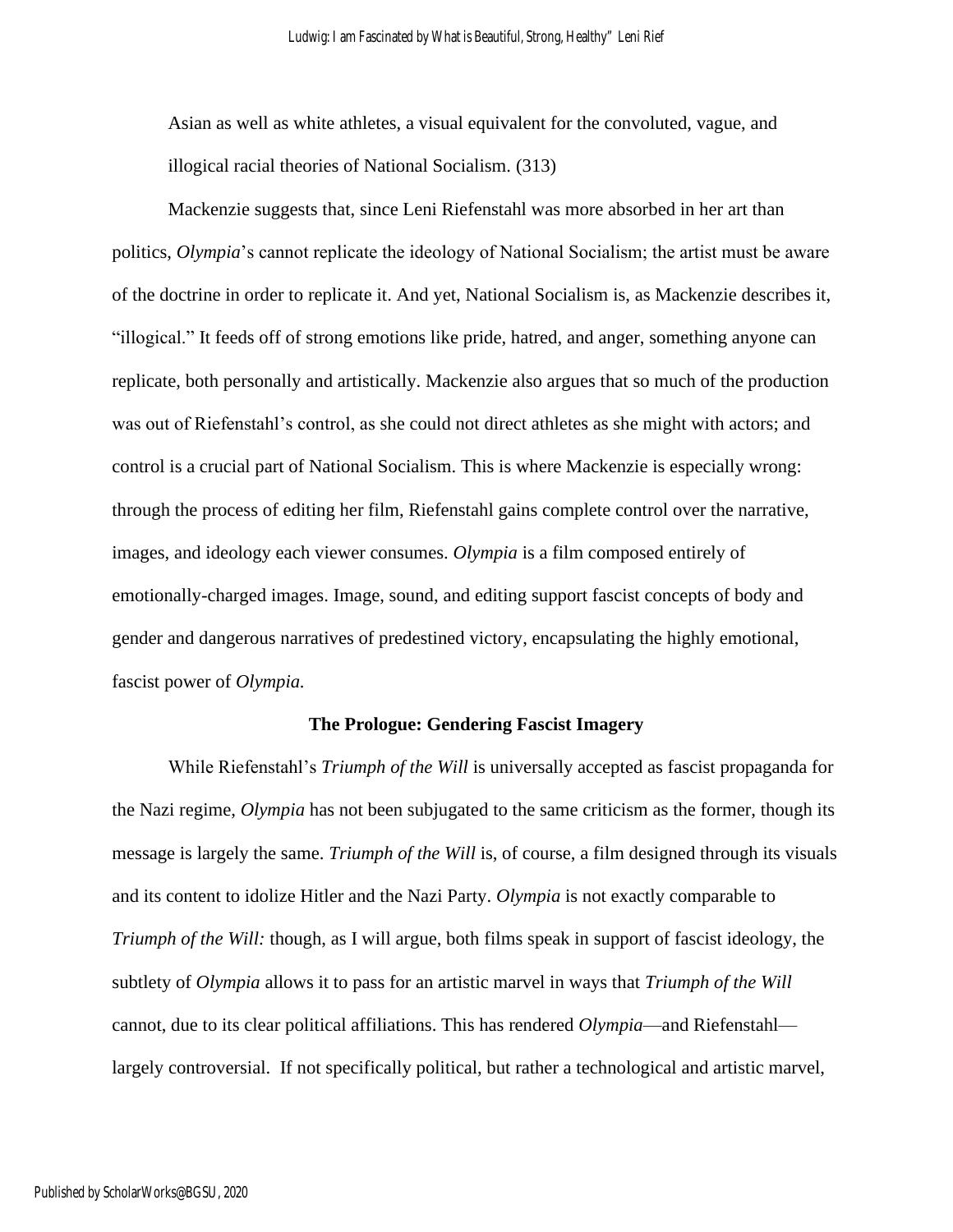Asian as well as white athletes, a visual equivalent for the convoluted, vague, and illogical racial theories of National Socialism. (313)

Mackenzie suggests that, since Leni Riefenstahl was more absorbed in her art than politics, *Olympia*'s cannot replicate the ideology of National Socialism; the artist must be aware of the doctrine in order to replicate it. And yet, National Socialism is, as Mackenzie describes it, "illogical." It feeds off of strong emotions like pride, hatred, and anger, something anyone can replicate, both personally and artistically. Mackenzie also argues that so much of the production was out of Riefenstahl's control, as she could not direct athletes as she might with actors; and control is a crucial part of National Socialism. This is where Mackenzie is especially wrong: through the process of editing her film, Riefenstahl gains complete control over the narrative, images, and ideology each viewer consumes. *Olympia* is a film composed entirely of emotionally-charged images. Image, sound, and editing support fascist concepts of body and gender and dangerous narratives of predestined victory, encapsulating the highly emotional, fascist power of *Olympia.*

## The Prologue: Gendering Fascist Imagery

While Riefenstahl's *Triumph of the Will* is universally accepted as fascist propaganda for the Nazi regime, *Olympia* has not been subjugated to the same criticism as the former, though its message is largely the same. *Triumph of the Will* is, of course, a film designed through its visuals and its content to idolize Hitler and the Nazi Party. *Olympia* is not exactly comparable to *Triumph of the Will:* though, as I will argue, both films speak in support of fascist ideology, the subtlety of *Olympia* allows it to pass for an artistic marvel in ways that *Triumph of the Will* cannot, due to its clear political affiliations. This has rendered *Olympia*—and Riefenstahl—largely controversial. If not specifically political, but rather a technological and artistic marvel,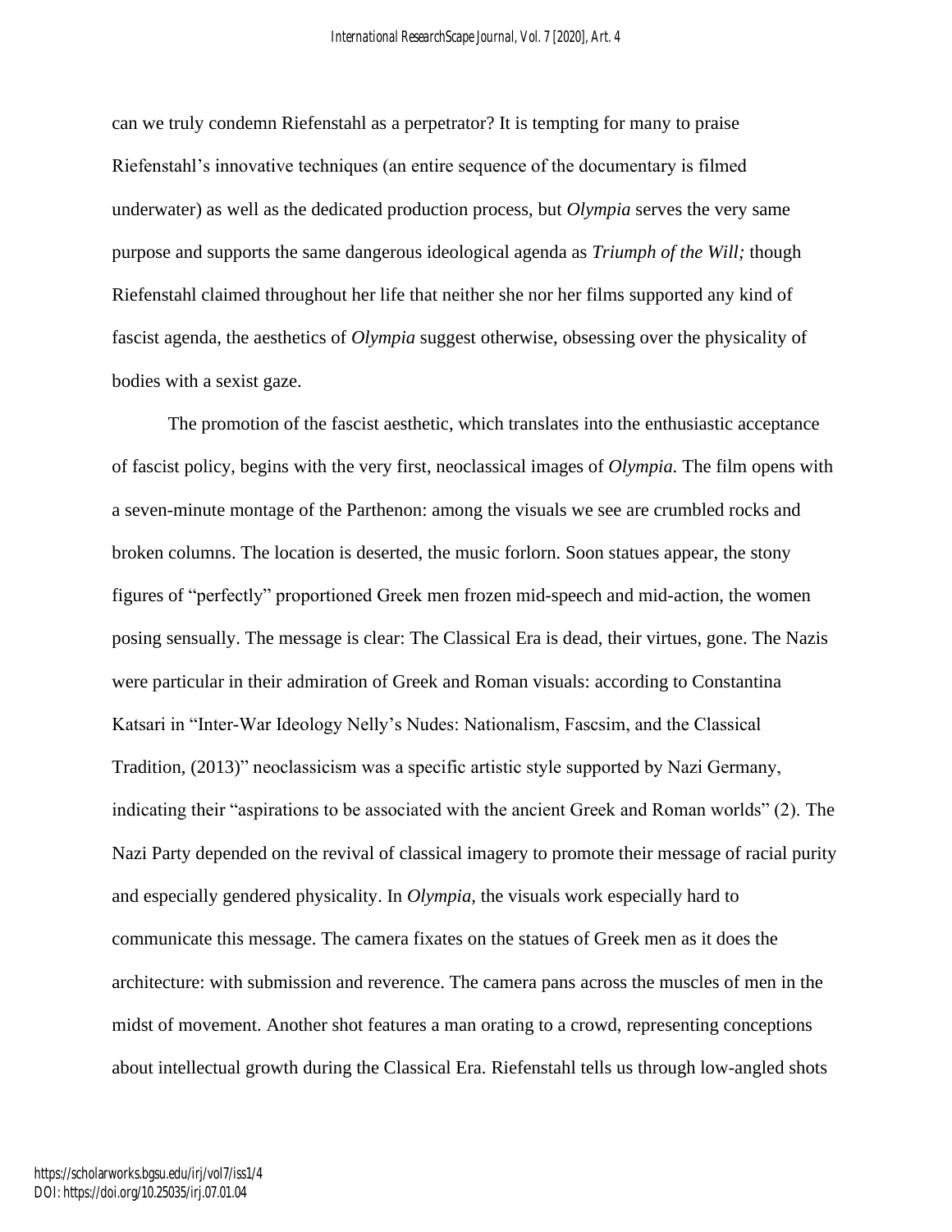can we truly condemn Riefenstahl as a perpetrator? It is tempting for many to praise Riefenstahl's innovative techniques (an entire sequence of the documentary is filmed underwater) as well as the dedicated production process, but *Olympia* serves the very same purpose and supports the same dangerous ideological agenda as *Triumph of the Will;* though Riefenstahl claimed throughout her life that neither she nor her films supported any kind of fascist agenda, the aesthetics of *Olympia* suggest otherwise, obsessing over the physicality of bodies with a sexist gaze.

The promotion of the fascist aesthetic, which translates into the enthusiastic acceptance of fascist policy, begins with the very first, neoclassical images of *Olympia.* The film opens with a seven-minute montage of the Parthenon: among the visuals we see are crumbled rocks and broken columns. The location is deserted, the music forlorn. Soon statues appear, the stony figures of "perfectly" proportioned Greek men frozen mid-speech and mid-action, the women posing sensually. The message is clear: The Classical Era is dead, their virtues, gone. The Nazis were particular in their admiration of Greek and Roman visuals: according to Constantina Katsari in "Inter-War Ideology Nelly's Nudes: Nationalism, Fascsim, and the Classical Tradition, (2013)" neoclassicism was a specific artistic style supported by Nazi Germany, indicating their "aspirations to be associated with the ancient Greek and Roman worlds" (2). The Nazi Party depended on the revival of classical imagery to promote their message of racial purity and especially gendered physicality. In *Olympia,* the visuals work especially hard to communicate this message. The camera fixates on the statues of Greek men as it does the architecture: with submission and reverence. The camera pans across the muscles of men in the midst of movement. Another shot features a man orating to a crowd, representing conceptions about intellectual growth during the Classical Era. Riefenstahl tells us through low-angled shots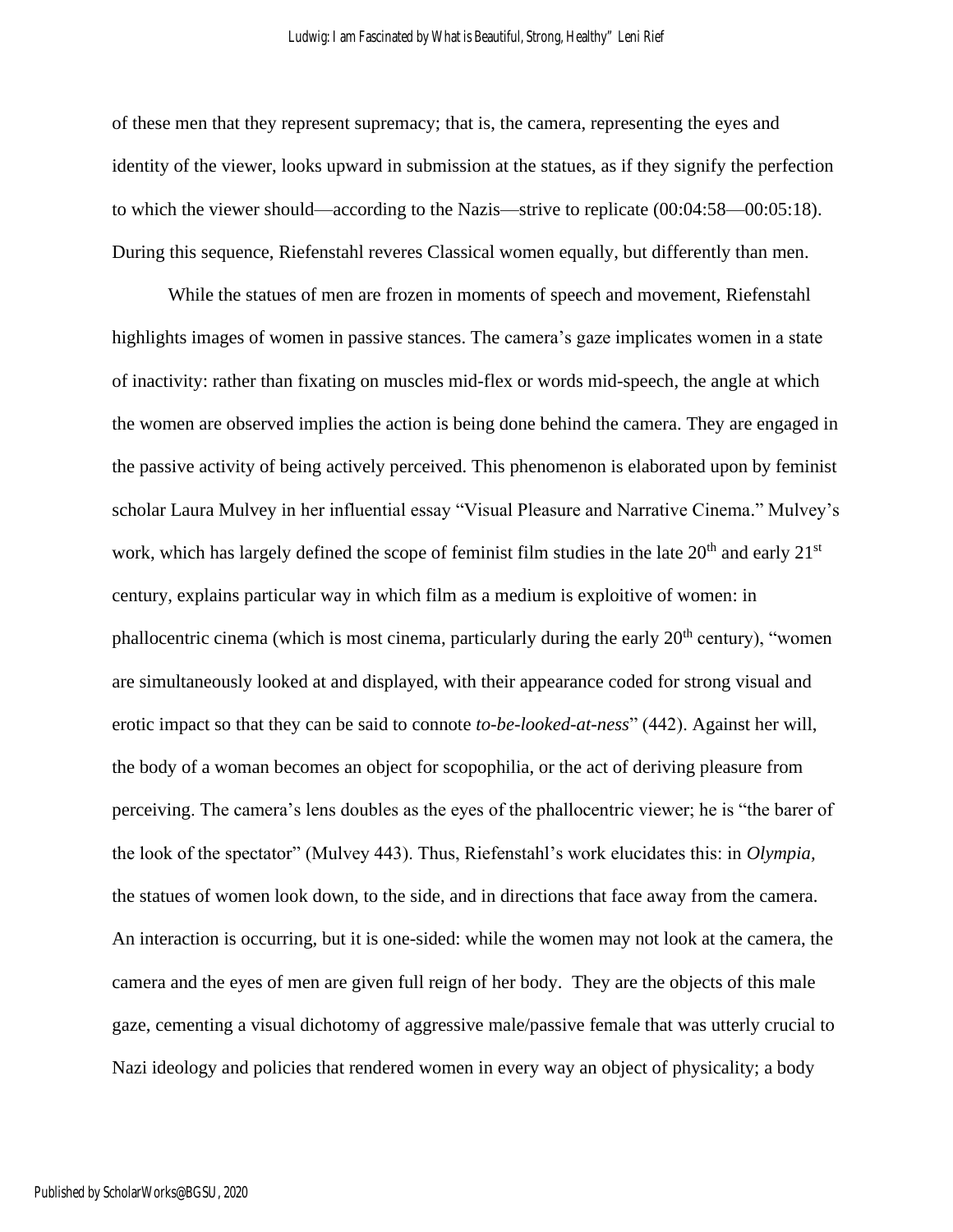of these men that they represent supremacy; that is, the camera, representing the eyes and identity of the viewer, looks upward in submission at the statues, as if they signify the perfection to which the viewer should—according to the Nazis—strive to replicate (00:04:58—00:05:18). During this sequence, Riefenstahl reveres Classical women equally, but differently than men.

While the statues of men are frozen in moments of speech and movement, Riefenstahl highlights images of women in passive stances. The camera's gaze implicates women in a state of inactivity: rather than fixating on muscles mid-flex or words mid-speech, the angle at which the women are observed implies the action is being done behind the camera. They are engaged in the passive activity of being actively perceived. This phenomenon is elaborated upon by feminist scholar Laura Mulvey in her influential essay "Visual Pleasure and Narrative Cinema." Mulvey's work, which has largely defined the scope of feminist film studies in the late 20th and early 21st century, explains particular way in which film as a medium is exploitive of women: in phallocentric cinema (which is most cinema, particularly during the early 20th century), "women are simultaneously looked at and displayed, with their appearance coded for strong visual and erotic impact so that they can be said to connote *to-be-looked-at-ness*" (442). Against her will, the body of a woman becomes an object for scopophilia, or the act of deriving pleasure from perceiving. The camera's lens doubles as the eyes of the phallocentric viewer; he is "the barer of the look of the spectator" (Mulvey 443). Thus, Riefenstahl's work elucidates this: in *Olympia*, the statues of women look down, to the side, and in directions that face away from the camera. An interaction is occurring, but it is one-sided: while the women may not look at the camera, the camera and the eyes of men are given full reign of her body. They are the objects of this male gaze, cementing a visual dichotomy of aggressive male/passive female that was utterly crucial to Nazi ideology and policies that rendered women in every way an object of physicality; a body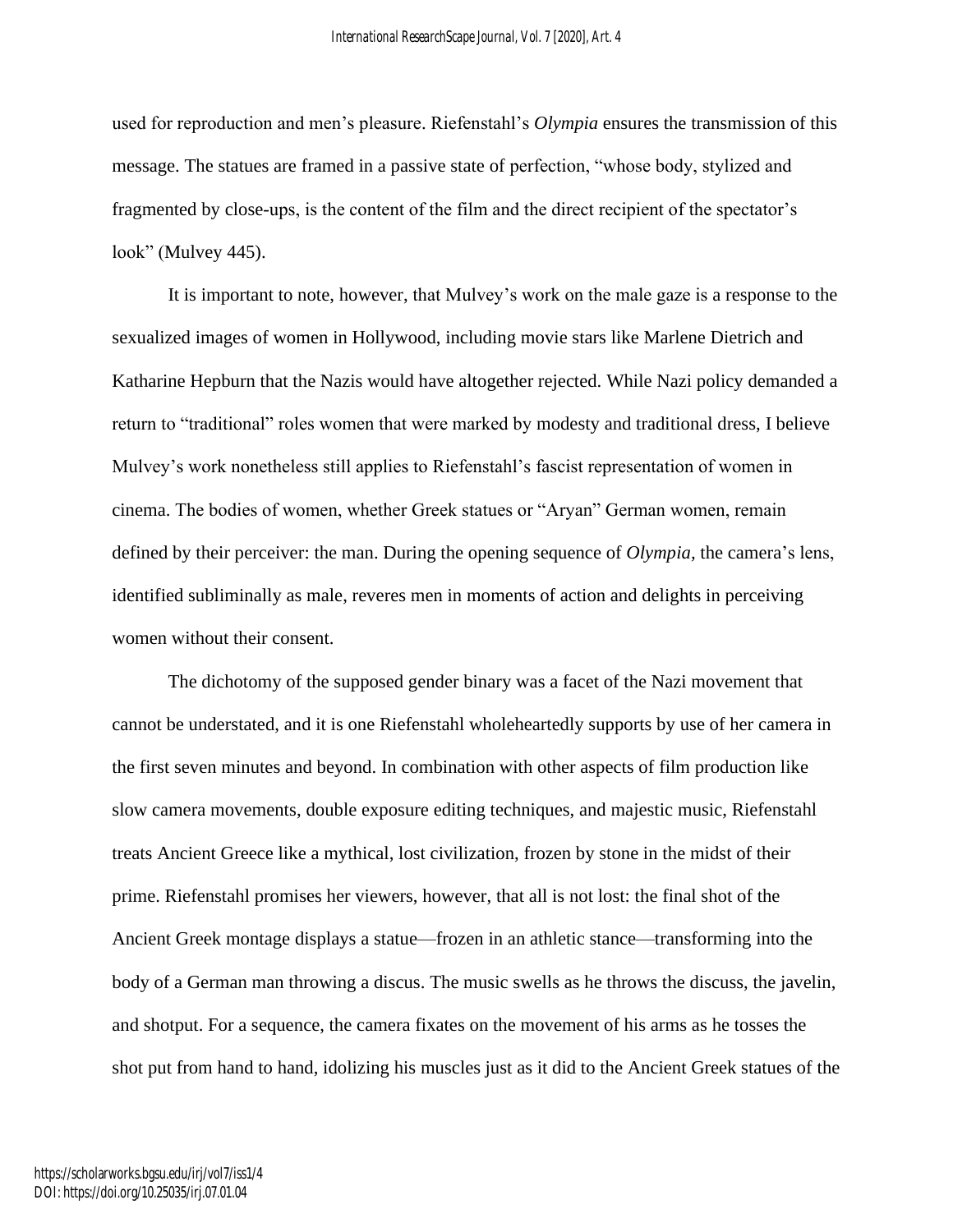used for reproduction and men's pleasure. Riefenstahl's *Olympia* ensures the transmission of this message. The statues are framed in a passive state of perfection, "whose body, stylized and fragmented by close-ups, is the content of the film and the direct recipient of the spectator's look" (Mulvey 445).

It is important to note, however, that Mulvey's work on the male gaze is a response to the sexualized images of women in Hollywood, including movie stars like Marlene Dietrich and Katharine Hepburn that the Nazis would have altogether rejected. While Nazi policy demanded a return to "traditional" roles women that were marked by modesty and traditional dress, I believe Mulvey's work nonetheless still applies to Riefenstahl's fascist representation of women in cinema. The bodies of women, whether Greek statues or "Aryan" German women, remain defined by their perceiver: the man. During the opening sequence of *Olympia,* the camera's lens, identified subliminally as male, reveres men in moments of action and delights in perceiving women without their consent.

The dichotomy of the supposed gender binary was a facet of the Nazi movement that cannot be understated, and it is one Riefenstahl wholeheartedly supports by use of her camera in the first seven minutes and beyond. In combination with other aspects of film production like slow camera movements, double exposure editing techniques, and majestic music, Riefenstahl treats Ancient Greece like a mythical, lost civilization, frozen by stone in the midst of their prime. Riefenstahl promises her viewers, however, that all is not lost: the final shot of the Ancient Greek montage displays a statue—frozen in an athletic stance—transforming into the body of a German man throwing a discus. The music swells as he throws the discuss, the javelin, and shotput. For a sequence, the camera fixates on the movement of his arms as he tosses the shot put from hand to hand, idolizing his muscles just as it did to the Ancient Greek statues of the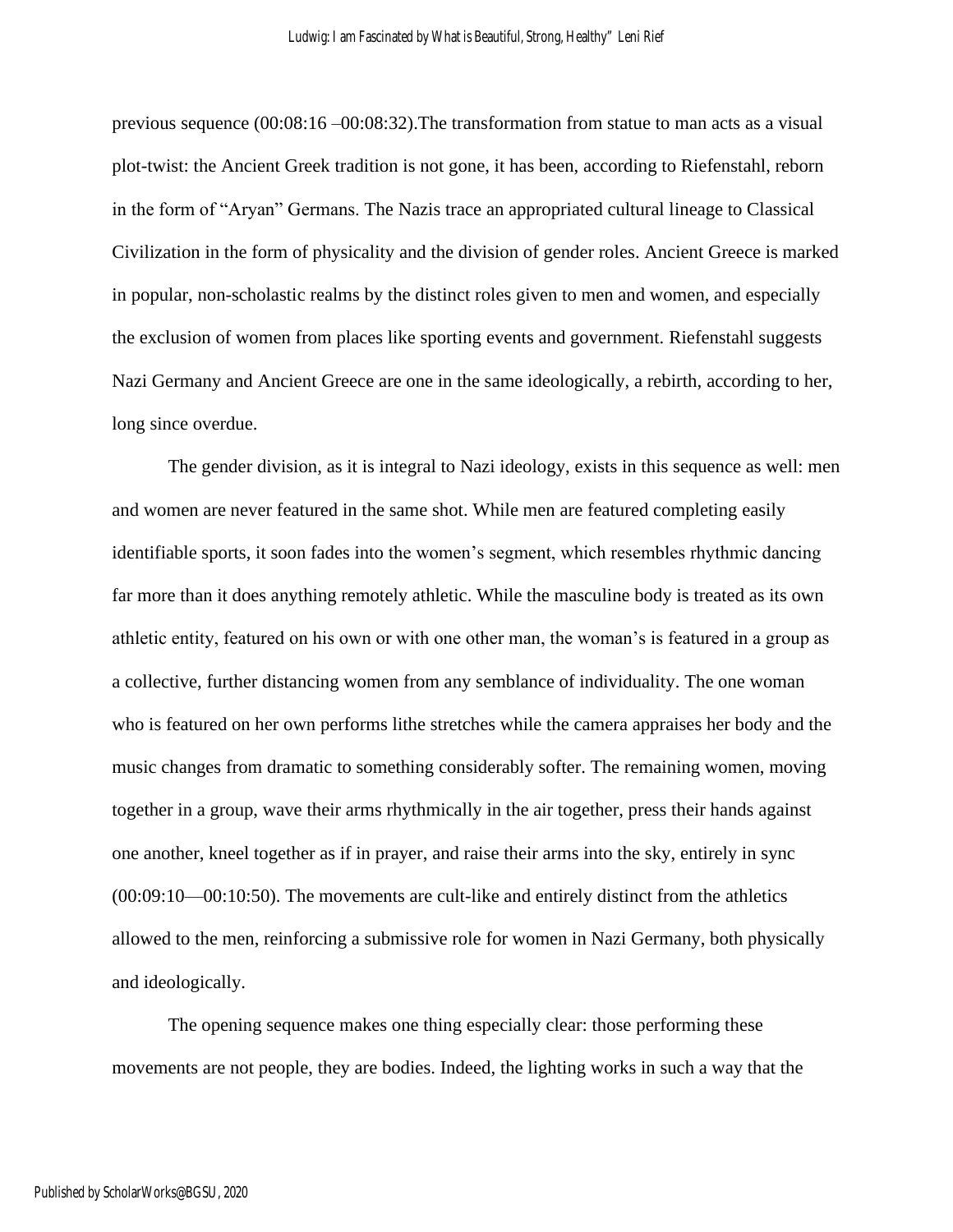previous sequence (00:08:16 –00:08:32).The transformation from statue to man acts as a visual plot-twist: the Ancient Greek tradition is not gone, it has been, according to Riefenstahl, reborn in the form of "Aryan" Germans. The Nazis trace an appropriated cultural lineage to Classical Civilization in the form of physicality and the division of gender roles. Ancient Greece is marked in popular, non-scholastic realms by the distinct roles given to men and women, and especially the exclusion of women from places like sporting events and government. Riefenstahl suggests Nazi Germany and Ancient Greece are one in the same ideologically, a rebirth, according to her, long since overdue.

The gender division, as it is integral to Nazi ideology, exists in this sequence as well: men and women are never featured in the same shot. While men are featured completing easily identifiable sports, it soon fades into the women's segment, which resembles rhythmic dancing far more than it does anything remotely athletic. While the masculine body is treated as its own athletic entity, featured on his own or with one other man, the woman's is featured in a group as a collective, further distancing women from any semblance of individuality. The one woman who is featured on her own performs lithe stretches while the camera appraises her body and the music changes from dramatic to something considerably softer. The remaining women, moving together in a group, wave their arms rhythmically in the air together, press their hands against one another, kneel together as if in prayer, and raise their arms into the sky, entirely in sync (00:09:10—00:10:50). The movements are cult-like and entirely distinct from the athletics allowed to the men, reinforcing a submissive role for women in Nazi Germany, both physically and ideologically.

The opening sequence makes one thing especially clear: those performing these movements are not people, they are bodies. Indeed, the lighting works in such a way that the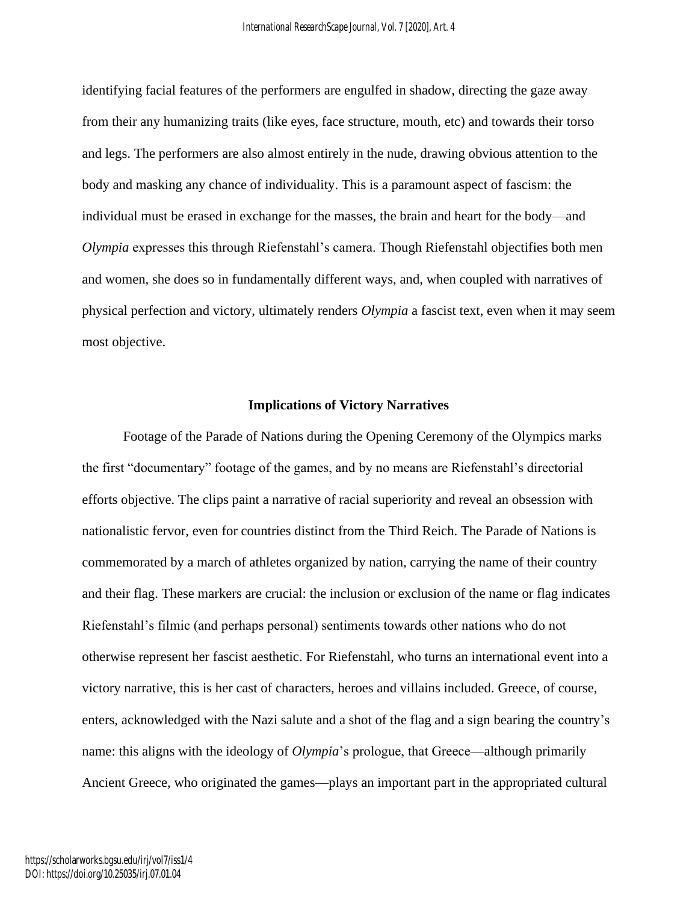identifying facial features of the performers are engulfed in shadow, directing the gaze away from their any humanizing traits (like eyes, face structure, mouth, etc) and towards their torso and legs. The performers are also almost entirely in the nude, drawing obvious attention to the body and masking any chance of individuality. This is a paramount aspect of fascism: the individual must be erased in exchange for the masses, the brain and heart for the body—and *Olympia* expresses this through Riefenstahl's camera. Though Riefenstahl objectifies both men and women, she does so in fundamentally different ways, and, when coupled with narratives of physical perfection and victory, ultimately renders *Olympia* a fascist text, even when it may seem most objective.

## Implications of Victory Narratives

Footage of the Parade of Nations during the Opening Ceremony of the Olympics marks the first "documentary" footage of the games, and by no means are Riefenstahl's directorial efforts objective. The clips paint a narrative of racial superiority and reveal an obsession with nationalistic fervor, even for countries distinct from the Third Reich. The Parade of Nations is commemorated by a march of athletes organized by nation, carrying the name of their country and their flag. These markers are crucial: the inclusion or exclusion of the name or flag indicates Riefenstahl's filmic (and perhaps personal) sentiments towards other nations who do not otherwise represent her fascist aesthetic. For Riefenstahl, who turns an international event into a victory narrative, this is her cast of characters, heroes and villains included. Greece, of course, enters, acknowledged with the Nazi salute and a shot of the flag and a sign bearing the country's name: this aligns with the ideology of *Olympia*'s prologue, that Greece—although primarily Ancient Greece, who originated the games—plays an important part in the appropriated cultural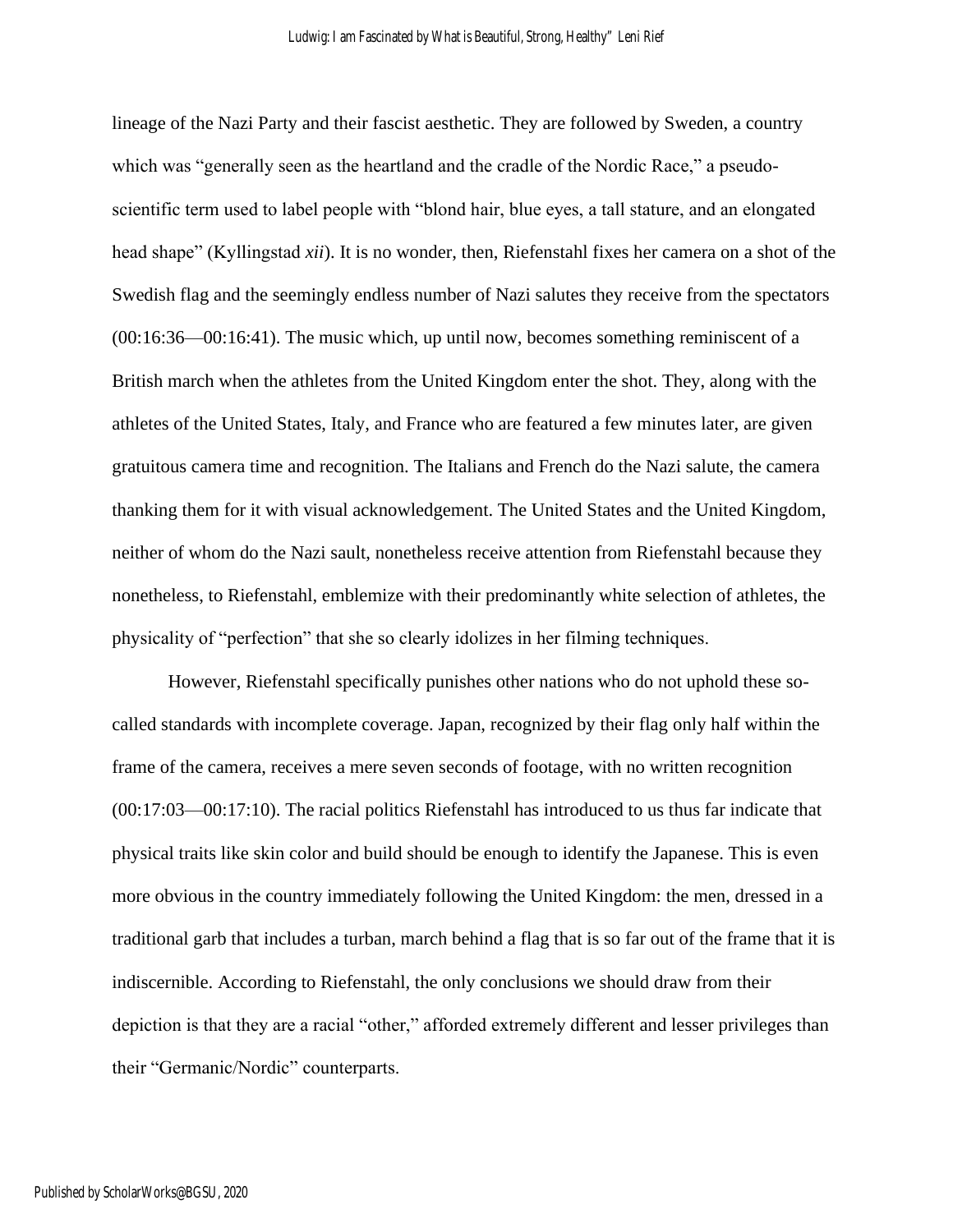lineage of the Nazi Party and their fascist aesthetic. They are followed by Sweden, a country which was "generally seen as the heartland and the cradle of the Nordic Race," a pseudo-scientific term used to label people with "blond hair, blue eyes, a tall stature, and an elongated head shape" (Kyllingstad *xii*). It is no wonder, then, Riefenstahl fixes her camera on a shot of the Swedish flag and the seemingly endless number of Nazi salutes they receive from the spectators (00:16:36—00:16:41). The music which, up until now, becomes something reminiscent of a British march when the athletes from the United Kingdom enter the shot. They, along with the athletes of the United States, Italy, and France who are featured a few minutes later, are given gratuitous camera time and recognition. The Italians and French do the Nazi salute, the camera thanking them for it with visual acknowledgement. The United States and the United Kingdom, neither of whom do the Nazi sault, nonetheless receive attention from Riefenstahl because they nonetheless, to Riefenstahl, emblemize with their predominantly white selection of athletes, the physicality of "perfection" that she so clearly idolizes in her filming techniques.

However, Riefenstahl specifically punishes other nations who do not uphold these so-called standards with incomplete coverage. Japan, recognized by their flag only half within the frame of the camera, receives a mere seven seconds of footage, with no written recognition (00:17:03—00:17:10). The racial politics Riefenstahl has introduced to us thus far indicate that physical traits like skin color and build should be enough to identify the Japanese. This is even more obvious in the country immediately following the United Kingdom: the men, dressed in a traditional garb that includes a turban, march behind a flag that is so far out of the frame that it is indiscernible. According to Riefenstahl, the only conclusions we should draw from their depiction is that they are a racial "other," afforded extremely different and lesser privileges than their "Germanic/Nordic" counterparts.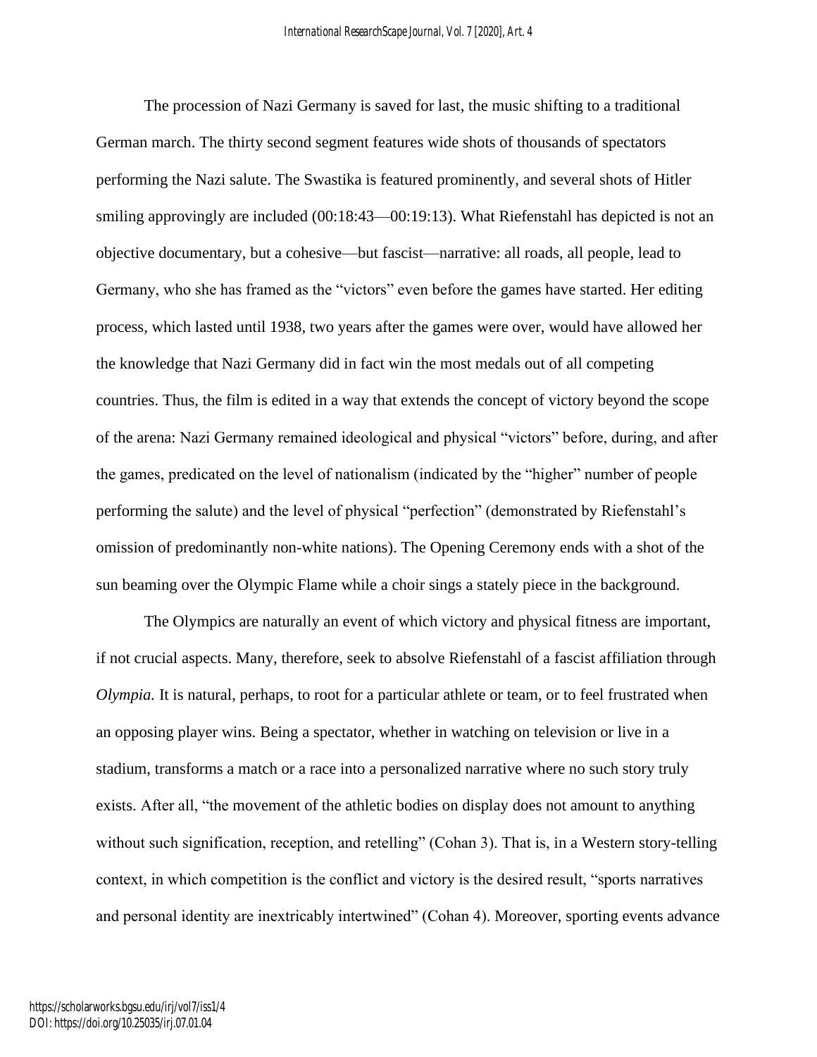The procession of Nazi Germany is saved for last, the music shifting to a traditional German march. The thirty second segment features wide shots of thousands of spectators performing the Nazi salute. The Swastika is featured prominently, and several shots of Hitler smiling approvingly are included (00:18:43—00:19:13). What Riefenstahl has depicted is not an objective documentary, but a cohesive—but fascist—narrative: all roads, all people, lead to Germany, who she has framed as the "victors" even before the games have started. Her editing process, which lasted until 1938, two years after the games were over, would have allowed her the knowledge that Nazi Germany did in fact win the most medals out of all competing countries. Thus, the film is edited in a way that extends the concept of victory beyond the scope of the arena: Nazi Germany remained ideological and physical "victors" before, during, and after the games, predicated on the level of nationalism (indicated by the "higher" number of people performing the salute) and the level of physical "perfection" (demonstrated by Riefenstahl's omission of predominantly non-white nations). The Opening Ceremony ends with a shot of the sun beaming over the Olympic Flame while a choir sings a stately piece in the background.

The Olympics are naturally an event of which victory and physical fitness are important, if not crucial aspects. Many, therefore, seek to absolve Riefenstahl of a fascist affiliation through *Olympia.* It is natural, perhaps, to root for a particular athlete or team, or to feel frustrated when an opposing player wins. Being a spectator, whether in watching on television or live in a stadium, transforms a match or a race into a personalized narrative where no such story truly exists. After all, "the movement of the athletic bodies on display does not amount to anything without such signification, reception, and retelling" (Cohan 3). That is, in a Western story-telling context, in which competition is the conflict and victory is the desired result, "sports narratives and personal identity are inextricably intertwined" (Cohan 4). Moreover, sporting events advance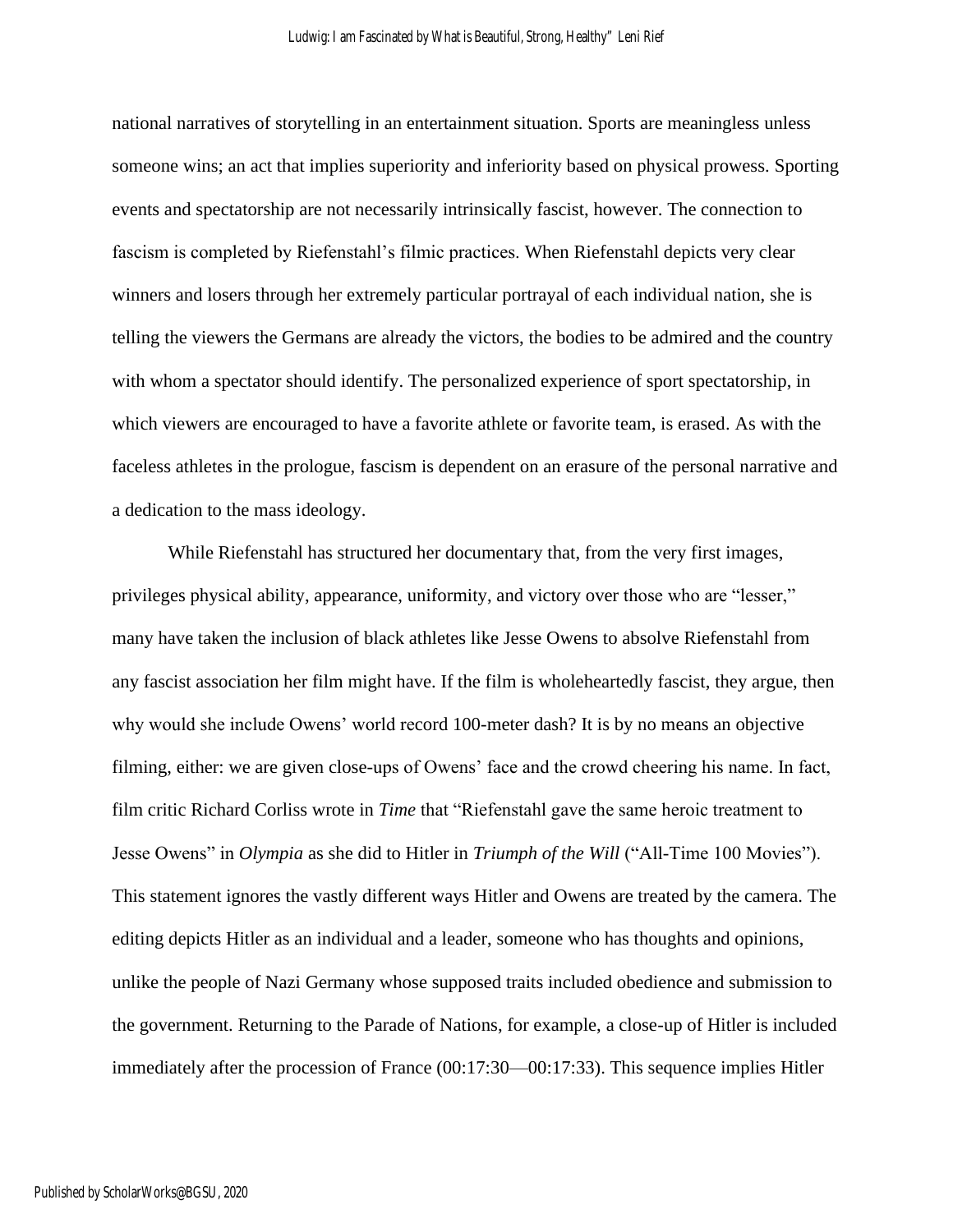national narratives of storytelling in an entertainment situation. Sports are meaningless unless someone wins; an act that implies superiority and inferiority based on physical prowess. Sporting events and spectatorship are not necessarily intrinsically fascist, however. The connection to fascism is completed by Riefenstahl's filmic practices. When Riefenstahl depicts very clear winners and losers through her extremely particular portrayal of each individual nation, she is telling the viewers the Germans are already the victors, the bodies to be admired and the country with whom a spectator should identify. The personalized experience of sport spectatorship, in which viewers are encouraged to have a favorite athlete or favorite team, is erased. As with the faceless athletes in the prologue, fascism is dependent on an erasure of the personal narrative and a dedication to the mass ideology.

While Riefenstahl has structured her documentary that, from the very first images, privileges physical ability, appearance, uniformity, and victory over those who are "lesser," many have taken the inclusion of black athletes like Jesse Owens to absolve Riefenstahl from any fascist association her film might have. If the film is wholeheartedly fascist, they argue, then why would she include Owens' world record 100-meter dash? It is by no means an objective filming, either: we are given close-ups of Owens' face and the crowd cheering his name. In fact, film critic Richard Corliss wrote in *Time* that "Riefenstahl gave the same heroic treatment to Jesse Owens" in *Olympia* as she did to Hitler in *Triumph of the Will* ("All-Time 100 Movies"). This statement ignores the vastly different ways Hitler and Owens are treated by the camera. The editing depicts Hitler as an individual and a leader, someone who has thoughts and opinions, unlike the people of Nazi Germany whose supposed traits included obedience and submission to the government. Returning to the Parade of Nations, for example, a close-up of Hitler is included immediately after the procession of France (00:17:30—00:17:33). This sequence implies Hitler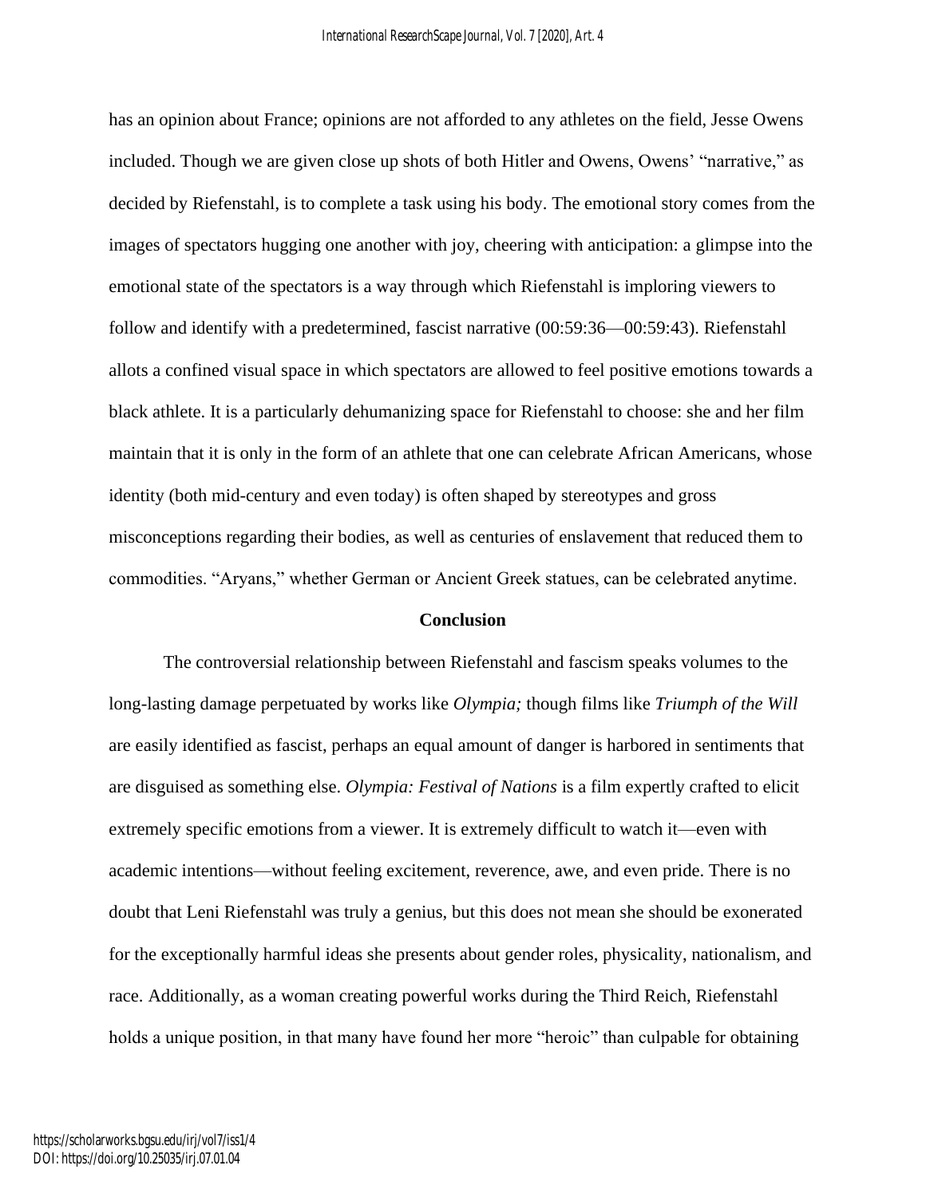has an opinion about France; opinions are not afforded to any athletes on the field, Jesse Owens included. Though we are given close up shots of both Hitler and Owens, Owens' "narrative," as decided by Riefenstahl, is to complete a task using his body. The emotional story comes from the images of spectators hugging one another with joy, cheering with anticipation: a glimpse into the emotional state of the spectators is a way through which Riefenstahl is imploring viewers to follow and identify with a predetermined, fascist narrative (00:59:36—00:59:43). Riefenstahl allots a confined visual space in which spectators are allowed to feel positive emotions towards a black athlete. It is a particularly dehumanizing space for Riefenstahl to choose: she and her film maintain that it is only in the form of an athlete that one can celebrate African Americans, whose identity (both mid-century and even today) is often shaped by stereotypes and gross misconceptions regarding their bodies, as well as centuries of enslavement that reduced them to commodities. "Aryans," whether German or Ancient Greek statues, can be celebrated anytime.

## Conclusion

The controversial relationship between Riefenstahl and fascism speaks volumes to the long-lasting damage perpetuated by works like *Olympia;* though films like *Triumph of the Will* are easily identified as fascist, perhaps an equal amount of danger is harbored in sentiments that are disguised as something else. *Olympia: Festival of Nations* is a film expertly crafted to elicit extremely specific emotions from a viewer. It is extremely difficult to watch it—even with academic intentions—without feeling excitement, reverence, awe, and even pride. There is no doubt that Leni Riefenstahl was truly a genius, but this does not mean she should be exonerated for the exceptionally harmful ideas she presents about gender roles, physicality, nationalism, and race. Additionally, as a woman creating powerful works during the Third Reich, Riefenstahl holds a unique position, in that many have found her more "heroic" than culpable for obtaining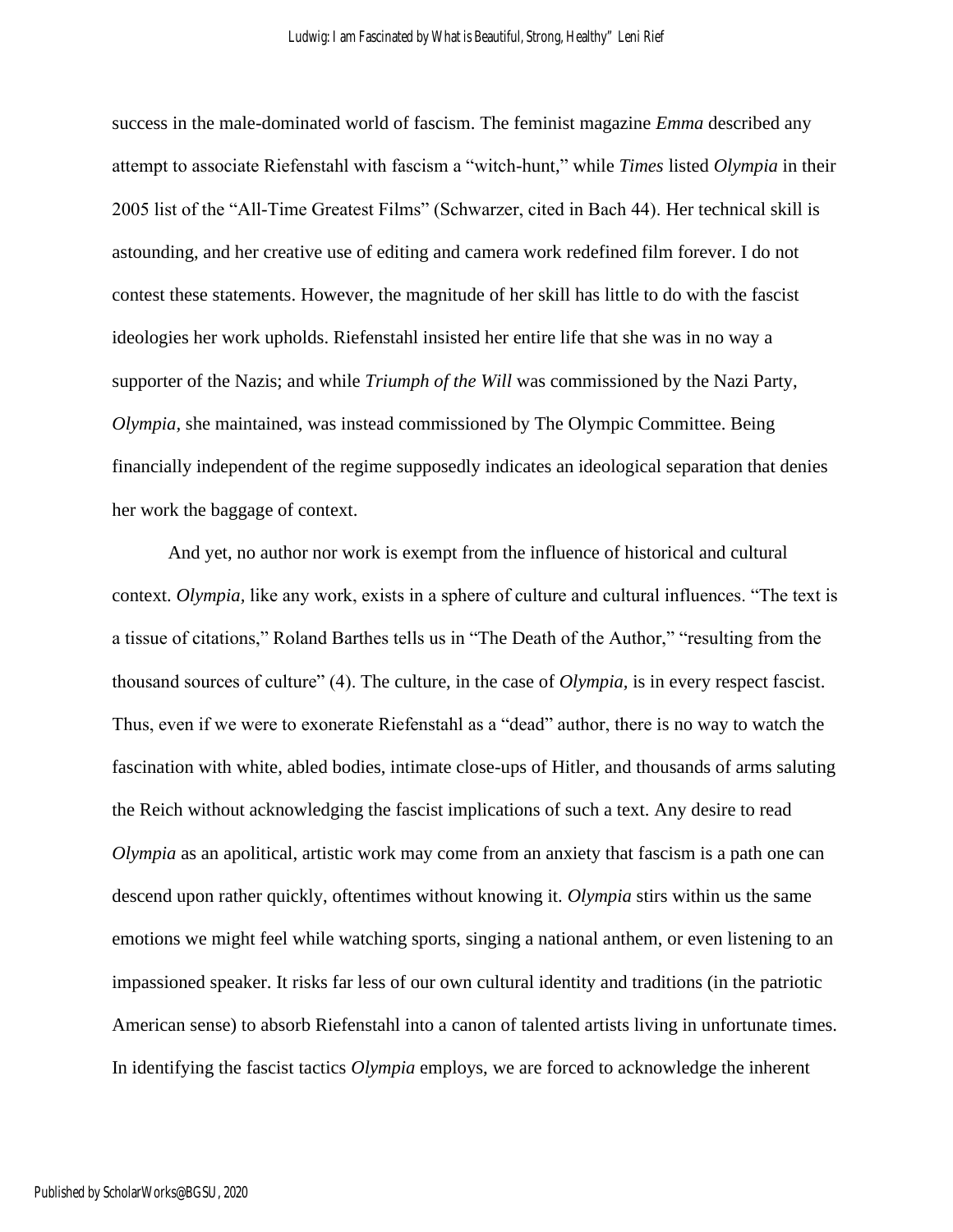success in the male-dominated world of fascism. The feminist magazine *Emma* described any attempt to associate Riefenstahl with fascism a "witch-hunt," while *Times* listed *Olympia* in their 2005 list of the "All-Time Greatest Films" (Schwarzer, cited in Bach 44). Her technical skill is astounding, and her creative use of editing and camera work redefined film forever. I do not contest these statements. However, the magnitude of her skill has little to do with the fascist ideologies her work upholds. Riefenstahl insisted her entire life that she was in no way a supporter of the Nazis; and while *Triumph of the Will* was commissioned by the Nazi Party, *Olympia,* she maintained, was instead commissioned by The Olympic Committee. Being financially independent of the regime supposedly indicates an ideological separation that denies her work the baggage of context.

And yet, no author nor work is exempt from the influence of historical and cultural context. *Olympia,* like any work, exists in a sphere of culture and cultural influences. "The text is a tissue of citations," Roland Barthes tells us in "The Death of the Author," "resulting from the thousand sources of culture" (4). The culture, in the case of *Olympia*, is in every respect fascist. Thus, even if we were to exonerate Riefenstahl as a "dead" author, there is no way to watch the fascination with white, abled bodies, intimate close-ups of Hitler, and thousands of arms saluting the Reich without acknowledging the fascist implications of such a text. Any desire to read *Olympia* as an apolitical, artistic work may come from an anxiety that fascism is a path one can descend upon rather quickly, oftentimes without knowing it. *Olympia* stirs within us the same emotions we might feel while watching sports, singing a national anthem, or even listening to an impassioned speaker. It risks far less of our own cultural identity and traditions (in the patriotic American sense) to absorb Riefenstahl into a canon of talented artists living in unfortunate times. In identifying the fascist tactics *Olympia* employs, we are forced to acknowledge the inherent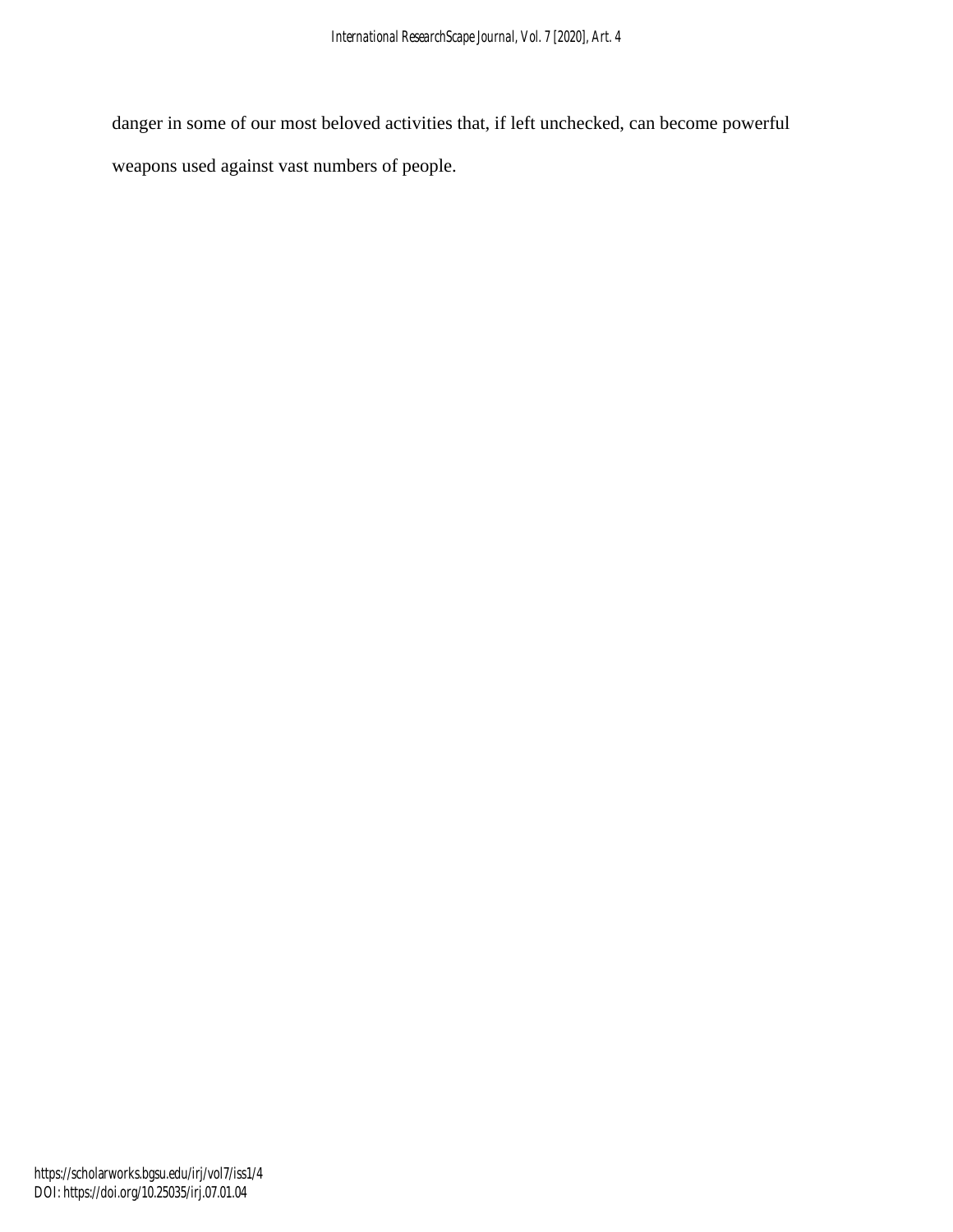danger in some of our most beloved activities that, if left unchecked, can become powerful weapons used against vast numbers of people.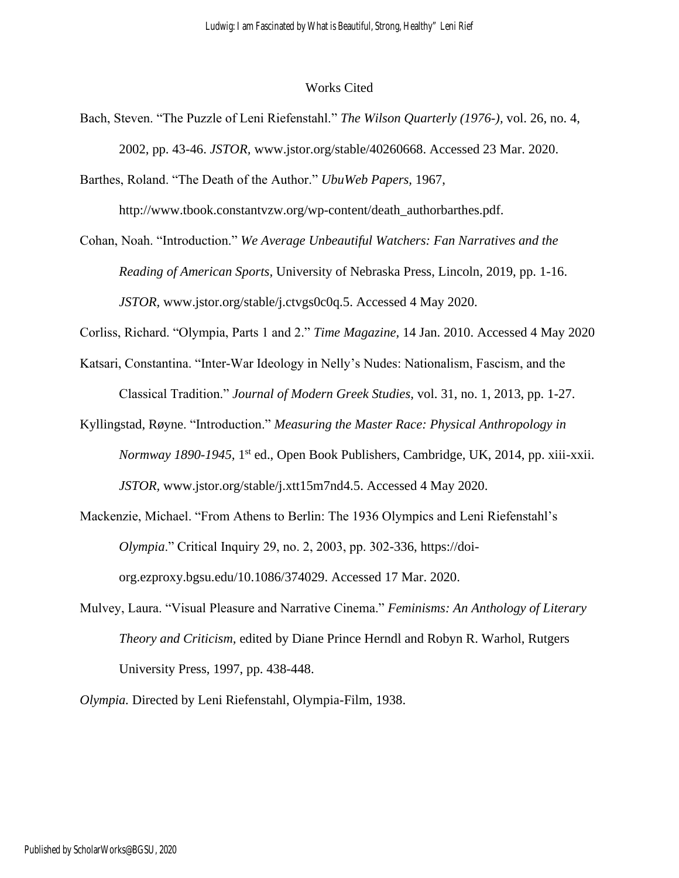# Works Cited

Bach, Steven. "The Puzzle of Leni Riefenstahl." *The Wilson Quarterly (1976-)*, vol. 26, no. 4, 2002, pp. 43-46. *JSTOR*, www.jstor.org/stable/40260668. Accessed 23 Mar. 2020.

Barthes, Roland. "The Death of the Author." *UbuWeb Papers*, 1967, http://www.tbook.constantvzw.org/wp-content/death_authorbarthes.pdf.

Cohan, Noah. "Introduction." *We Average Unbeautiful Watchers: Fan Narratives and the Reading of American Sports*, University of Nebraska Press, Lincoln, 2019, pp. 1-16. *JSTOR*, www.jstor.org/stable/j.ctvgs0c0q.5. Accessed 4 May 2020.

Corliss, Richard. "Olympia, Parts 1 and 2." *Time Magazine*, 14 Jan. 2010. Accessed 4 May 2020

Katsari, Constantina. "Inter-War Ideology in Nelly's Nudes: Nationalism, Fascism, and the Classical Tradition." *Journal of Modern Greek Studies*, vol. 31, no. 1, 2013, pp. 1-27.

Kyllingstad, Røyne. "Introduction." *Measuring the Master Race: Physical Anthropology in Normway 1890-1945*, 1st ed., Open Book Publishers, Cambridge, UK, 2014, pp. xiii-xxii. *JSTOR*, www.jstor.org/stable/j.xtt15m7nd4.5. Accessed 4 May 2020.

Mackenzie, Michael. "From Athens to Berlin: The 1936 Olympics and Leni Riefenstahl's *Olympia*." Critical Inquiry 29, no. 2, 2003, pp. 302-336, https://doi-org.ezproxy.bgsu.edu/10.1086/374029. Accessed 17 Mar. 2020.

Mulvey, Laura. "Visual Pleasure and Narrative Cinema." *Feminisms: An Anthology of Literary Theory and Criticism*, edited by Diane Prince Herndl and Robyn R. Warhol, Rutgers University Press, 1997, pp. 438-448.

*Olympia.* Directed by Leni Riefenstahl, Olympia-Film, 1938.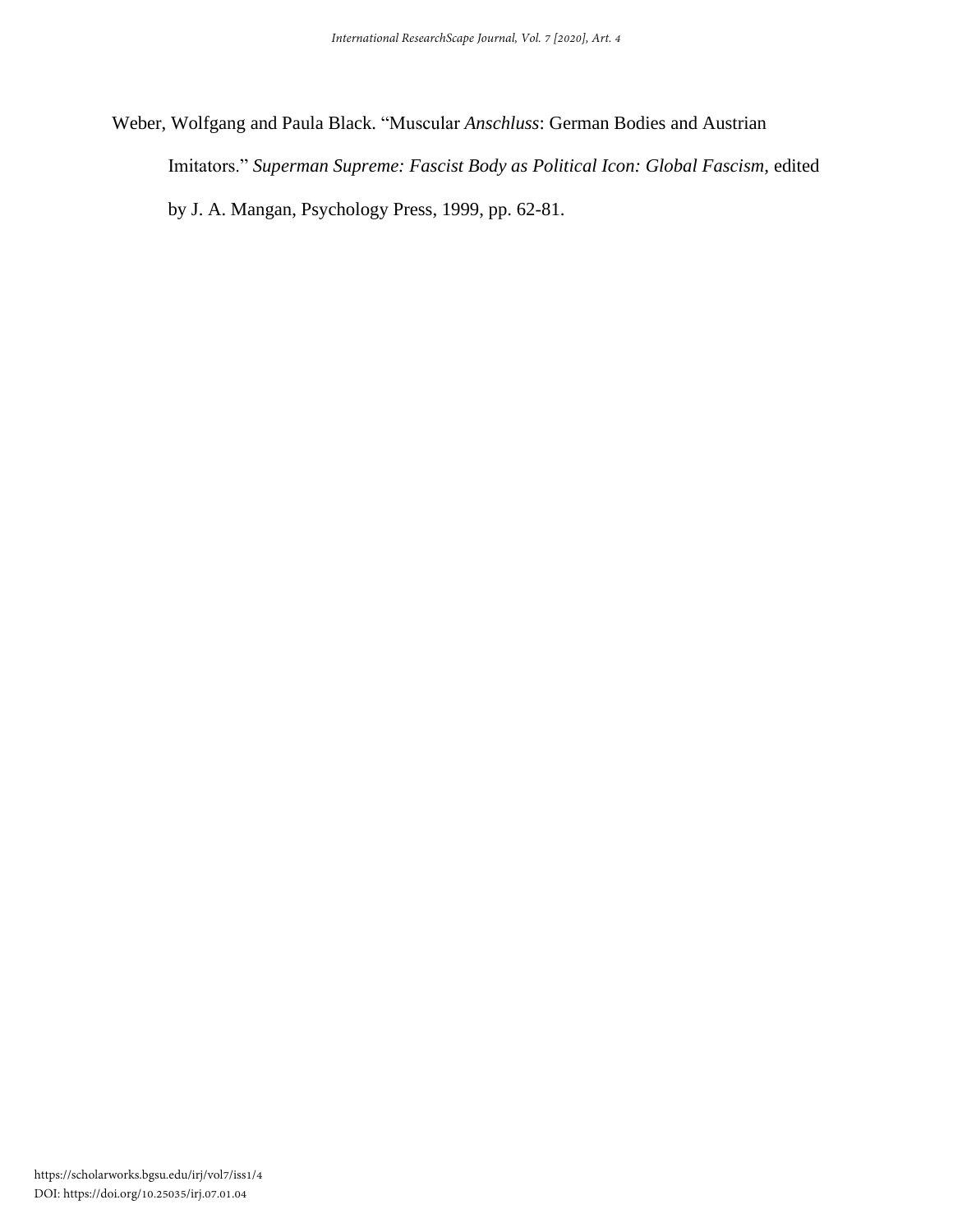Weber, Wolfgang and Paula Black. "Muscular *Anschluss*: German Bodies and Austrian Imitators." *Superman Supreme: Fascist Body as Political Icon: Global Fascism*, edited by J. A. Mangan, Psychology Press, 1999, pp. 62-81.